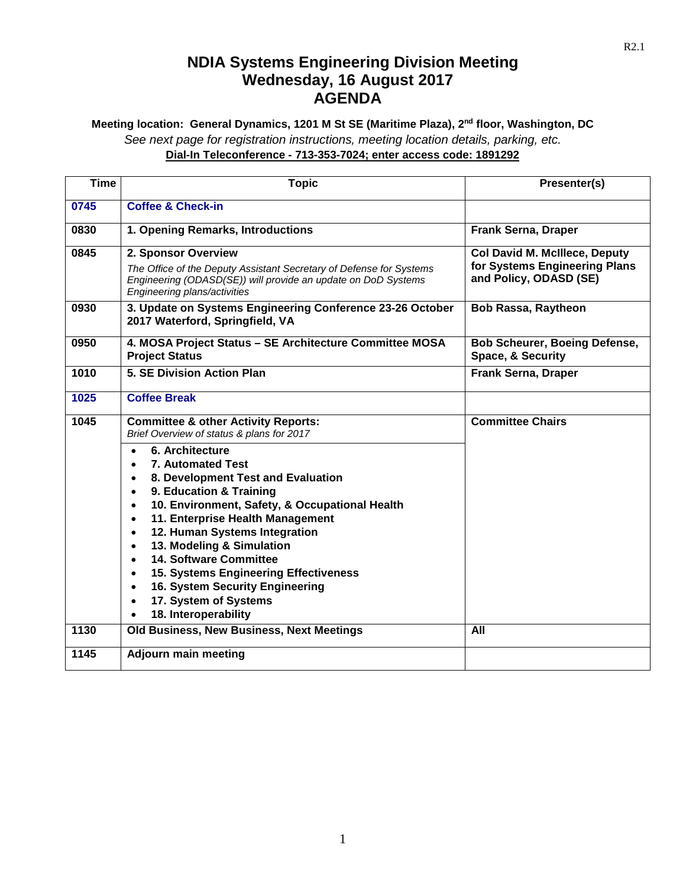# NDIA Systems Engineering Division Meeting
# Wednesday, 16 August 2017
# AGENDA

**Meeting location: General Dynamics, 1201 M St SE (Maritime Plaza), 2nd floor, Washington, DC**

*See next page for registration instructions, meeting location details, parking, etc.*

**Dial-In Teleconference - 713-353-7024; enter access code: 1891292**

| Time | Topic | Presenter(s) |
|---|---|---|
| **0745** | **Coffee & Check-in** | |
| **0830** | **1. Opening Remarks, Introductions** | **Frank Serna, Draper** |
| **0845** | **2. Sponsor Overview** <br> *The Office of the Deputy Assistant Secretary of Defense for Systems Engineering (ODASD(SE)) will provide an update on DoD Systems Engineering plans/activities* | **Col David M. McIllece, Deputy for Systems Engineering Plans and Policy, ODASD (SE)** |
| **0930** | **3. Update on Systems Engineering Conference 23-26 October 2017 Waterford, Springfield, VA** | **Bob Rassa, Raytheon** |
| **0950** | **4. MOSA Project Status – SE Architecture Committee MOSA Project Status** | **Bob Scheurer, Boeing Defense, Space, & Security** |
| **1010** | **5. SE Division Action Plan** | **Frank Serna, Draper** |
| **1025** | **Coffee Break** | |
| **1045** | **Committee & other Activity Reports:** <br> *Brief Overview of status & plans for 2017* <br> • **6. Architecture** <br> • **7. Automated Test** <br> • **8. Development Test and Evaluation** <br> • **9. Education & Training** <br> • **10. Environment, Safety, & Occupational Health** <br> • **11. Enterprise Health Management** <br> • **12. Human Systems Integration** <br> • **13. Modeling & Simulation** <br> • **14. Software Committee** <br> • **15. Systems Engineering Effectiveness** <br> • **16. System Security Engineering** <br> • **17. System of Systems** <br> • **18. Interoperability** | **Committee Chairs** |
| **1130** | **Old Business, New Business, Next Meetings** | **All** |
| **1145** | **Adjourn main meeting** | |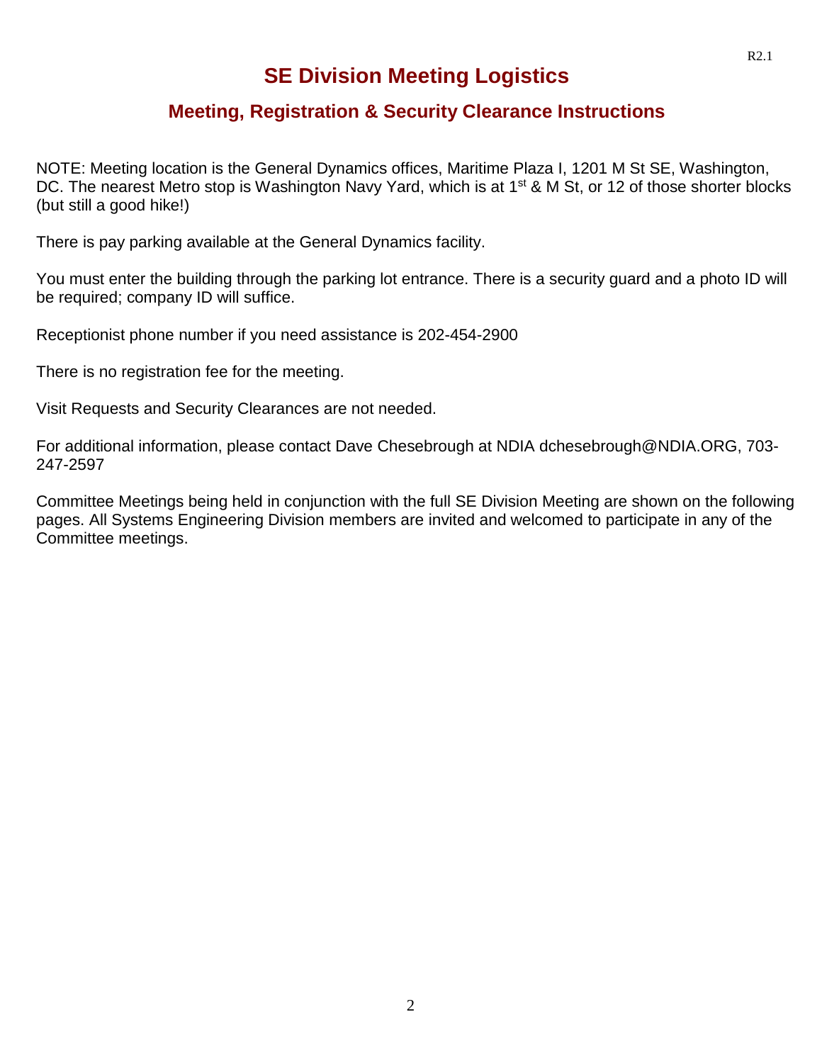# SE Division Meeting Logistics

## Meeting, Registration & Security Clearance Instructions

NOTE: Meeting location is the General Dynamics offices, Maritime Plaza I, 1201 M St SE, Washington, DC. The nearest Metro stop is Washington Navy Yard, which is at 1st & M St, or 12 of those shorter blocks (but still a good hike!)

There is pay parking available at the General Dynamics facility.

You must enter the building through the parking lot entrance. There is a security guard and a photo ID will be required; company ID will suffice.

Receptionist phone number if you need assistance is 202-454-2900

There is no registration fee for the meeting.

Visit Requests and Security Clearances are not needed.

For additional information, please contact Dave Chesebrough at NDIA dchesebrough@NDIA.ORG, 703-247-2597

Committee Meetings being held in conjunction with the full SE Division Meeting are shown on the following pages. All Systems Engineering Division members are invited and welcomed to participate in any of the Committee meetings.